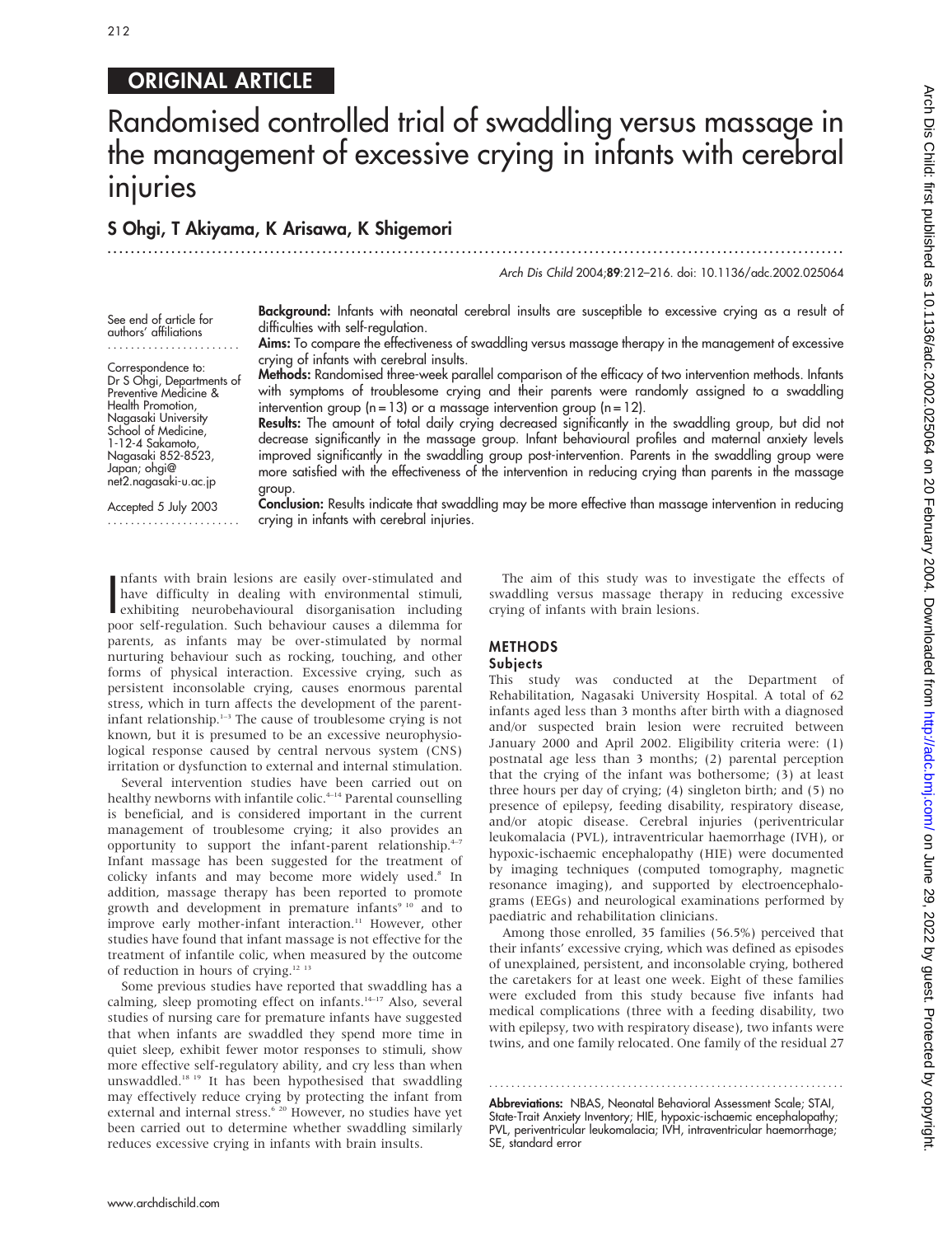## ORIGINAL ARTICLE

# Randomised controlled trial of swaddling versus massage in the management of excessive crying in infants with cerebral injuries

**S Ohgi, T Akiyama, K Arisawa, K Shigemori**

See end of article for authors' affiliations

Correspondence to: Dr S Ohgi, Departments of Preventive Medicine & Health Promotion, Nagasaki University School of Medicine, 1-12-4 Sakamoto, Nagasaki 852-8523, Japan; ohgi@net2.nagasaki-u.ac.jp

Accepted 5 July 2003

**Background:** Infants with neonatal cerebral insults are susceptible to excessive crying as a result of difficulties with self-regulation.

**Aims:** To compare the effectiveness of swaddling versus massage therapy in the management of excessive crying of infants with cerebral insults.

**Methods:** Randomised three-week parallel comparison of the efficacy of two intervention methods. Infants with symptoms of troublesome crying and their parents were randomly assigned to a swaddling intervention group (n = 13) or a massage intervention group (n = 12).

**Results:** The amount of total daily crying decreased significantly in the swaddling group, but did not decrease significantly in the massage group. Infant behavioural profiles and maternal anxiety levels improved significantly in the swaddling group post-intervention. Parents in the swaddling group were more satisfied with the effectiveness of the intervention in reducing crying than parents in the massage group.

**Conclusion:** Results indicate that swaddling may be more effective than massage intervention in reducing crying in infants with cerebral injuries.

Infants with brain lesions are easily over-stimulated and have difficulty in dealing with environmental stimuli, exhibiting neurobehavioural disorganisation including poor self-regulation. Such behaviour causes a dilemma for parents, as infants may be over-stimulated by normal nurturing behaviour such as rocking, touching, and other forms of physical interaction. Excessive crying, such as persistent inconsolable crying, causes enormous parental stress, which in turn affects the development of the parent-infant relationship.[1–3] The cause of troublesome crying is not known, but it is presumed to be an excessive neurophysiological response caused by central nervous system (CNS) irritation or dysfunction to external and internal stimulation.

Several intervention studies have been carried out on healthy newborns with infantile colic.[4–14] Parental counselling is beneficial, and is considered important in the current management of troublesome crying; it also provides an opportunity to support the infant-parent relationship.[4–7] Infant massage has been suggested for the treatment of colicky infants and may become more widely used.[8] In addition, massage therapy has been reported to promote growth and development in premature infants[9,10] and to improve early mother-infant interaction.[11] However, other studies have found that infant massage is not effective for the treatment of infantile colic, when measured by the outcome of reduction in hours of crying.[12,13]

Some previous studies have reported that swaddling has a calming, sleep promoting effect on infants.[14–17] Also, several studies of nursing care for premature infants have suggested that when infants are swaddled they spend more time in quiet sleep, exhibit fewer motor responses to stimuli, show more effective self-regulatory ability, and cry less than when unswaddled.[18,19] It has been hypothesised that swaddling may effectively reduce crying by protecting the infant from external and internal stress.[6,20] However, no studies have yet been carried out to determine whether swaddling similarly reduces excessive crying in infants with brain insults.

The aim of this study was to investigate the effects of swaddling versus massage therapy in reducing excessive crying of infants with brain lesions.

## METHODS

### Subjects

This study was conducted at the Department of Rehabilitation, Nagasaki University Hospital. A total of 62 infants aged less than 3 months after birth with a diagnosed and/or suspected brain lesion were recruited between January 2000 and April 2002. Eligibility criteria were: (1) postnatal age less than 3 months; (2) parental perception that the crying of the infant was bothersome; (3) at least three hours per day of crying; (4) singleton birth; and (5) no presence of epilepsy, feeding disability, respiratory disease, and/or atopic disease. Cerebral injuries (periventricular leukomalacia (PVL), intraventricular haemorrhage (IVH), or hypoxic-ischaemic encephalopathy (HIE) were documented by imaging techniques (computed tomography, magnetic resonance imaging), and supported by electroencephalograms (EEGs) and neurological examinations performed by paediatric and rehabilitation clinicians.

Among those enrolled, 35 families (56.5%) perceived that their infants' excessive crying, which was defined as episodes of unexplained, persistent, and inconsolable crying, bothered the caretakers for at least one week. Eight of these families were excluded from this study because five infants had medical complications (three with a feeding disability, two with epilepsy, two with respiratory disease), two infants were twins, and one family relocated. One family of the residual 27

**Abbreviations:** NBAS, Neonatal Behavioral Assessment Scale; STAI, State-Trait Anxiety Inventory; HIE, hypoxic-ischaemic encephalopathy; PVL, periventricular leukomalacia; IVH, intraventricular haemorrhage; SE, standard error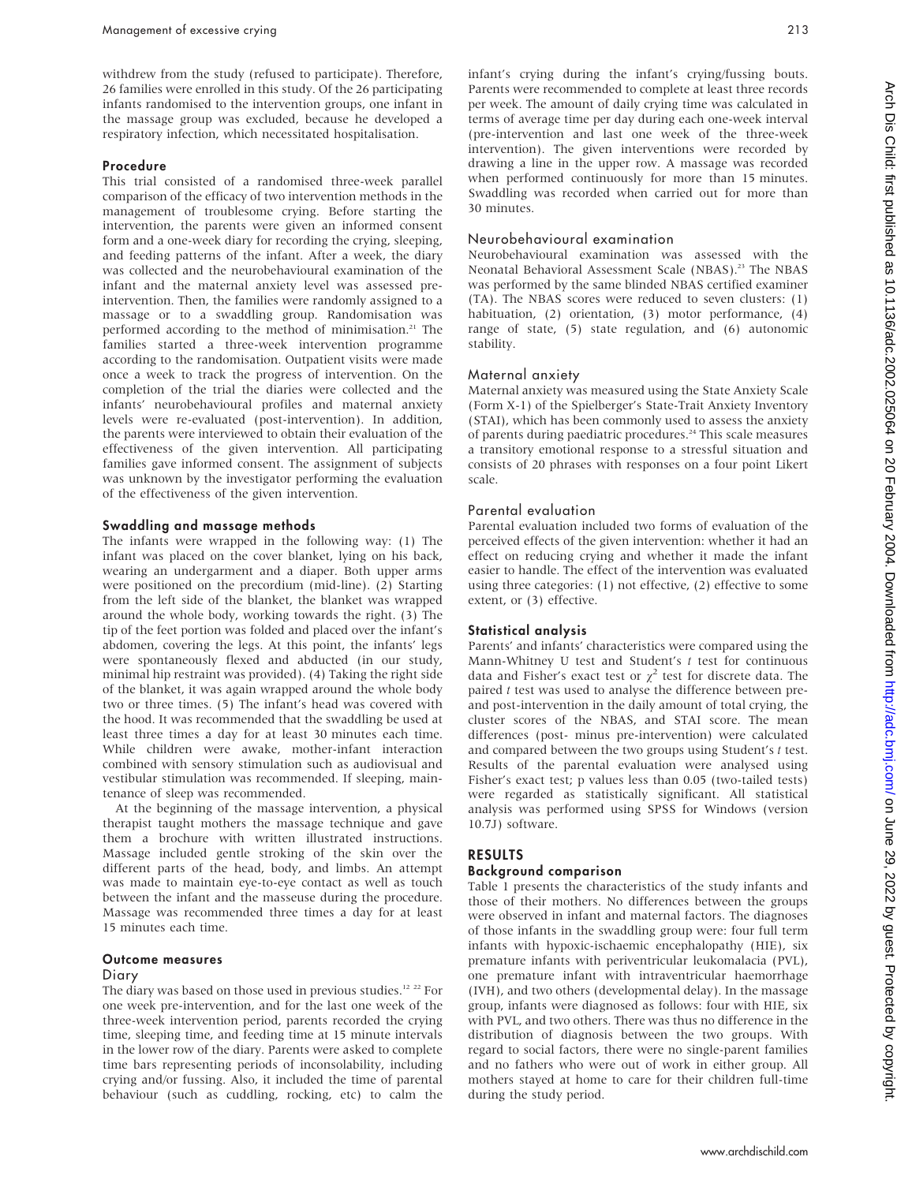withdrew from the study (refused to participate). Therefore, 26 families were enrolled in this study. Of the 26 participating infants randomised to the intervention groups, one infant in the massage group was excluded, because he developed a respiratory infection, which necessitated hospitalisation.

### Procedure

This trial consisted of a randomised three-week parallel comparison of the efficacy of two intervention methods in the management of troublesome crying. Before starting the intervention, the parents were given an informed consent form and a one-week diary for recording the crying, sleeping, and feeding patterns of the infant. After a week, the diary was collected and the neurobehavioural examination of the infant and the maternal anxiety level was assessed pre-intervention. Then, the families were randomly assigned to a massage or to a swaddling group. Randomisation was performed according to the method of minimisation.[21] The families started a three-week intervention programme according to the randomisation. Outpatient visits were made once a week to track the progress of intervention. On the completion of the trial the diaries were collected and the infants' neurobehavioural profiles and maternal anxiety levels were re-evaluated (post-intervention). In addition, the parents were interviewed to obtain their evaluation of the effectiveness of the given intervention. All participating families gave informed consent. The assignment of subjects was unknown by the investigator performing the evaluation of the effectiveness of the given intervention.

### Swaddling and massage methods

The infants were wrapped in the following way: (1) The infant was placed on the cover blanket, lying on his back, wearing an undergarment and a diaper. Both upper arms were positioned on the precordium (mid-line). (2) Starting from the left side of the blanket, the blanket was wrapped around the whole body, working towards the right. (3) The tip of the feet portion was folded and placed over the infant's abdomen, covering the legs. At this point, the infants' legs were spontaneously flexed and abducted (in our study, minimal hip restraint was provided). (4) Taking the right side of the blanket, it was again wrapped around the whole body two or three times. (5) The infant's head was covered with the hood. It was recommended that the swaddling be used at least three times a day for at least 30 minutes each time. While children were awake, mother-infant interaction combined with sensory stimulation such as audiovisual and vestibular stimulation was recommended. If sleeping, maintenance of sleep was recommended.

At the beginning of the massage intervention, a physical therapist taught mothers the massage technique and gave them a brochure with written illustrated instructions. Massage included gentle stroking of the skin over the different parts of the head, body, and limbs. An attempt was made to maintain eye-to-eye contact as well as touch between the infant and the masseuse during the procedure. Massage was recommended three times a day for at least 15 minutes each time.

### Outcome measures

#### Diary

The diary was based on those used in previous studies.[12,22] For one week pre-intervention, and for the last one week of the three-week intervention period, parents recorded the crying time, sleeping time, and feeding time at 15 minute intervals in the lower row of the diary. Parents were asked to complete time bars representing periods of inconsolability, including crying and/or fussing. Also, it included the time of parental behaviour (such as cuddling, rocking, etc) to calm the infant's crying during the infant's crying/fussing bouts. Parents were recommended to complete at least three records per week. The amount of daily crying time was calculated in terms of average time per day during each one-week interval (pre-intervention and last one week of the three-week intervention). The given interventions were recorded by drawing a line in the upper row. A massage was recorded when performed continuously for more than 15 minutes. Swaddling was recorded when carried out for more than 30 minutes.

#### Neurobehavioural examination

Neurobehavioural examination was assessed with the Neonatal Behavioral Assessment Scale (NBAS).[23] The NBAS was performed by the same blinded NBAS certified examiner (TA). The NBAS scores were reduced to seven clusters: (1) habituation, (2) orientation, (3) motor performance, (4) range of state, (5) state regulation, and (6) autonomic stability.

#### Maternal anxiety

Maternal anxiety was measured using the State Anxiety Scale (Form X-1) of the Spielberger's State-Trait Anxiety Inventory (STAI), which has been commonly used to assess the anxiety of parents during paediatric procedures.[24] This scale measures a transitory emotional response to a stressful situation and consists of 20 phrases with responses on a four point Likert scale.

#### Parental evaluation

Parental evaluation included two forms of evaluation of the perceived effects of the given intervention: whether it had an effect on reducing crying and whether it made the infant easier to handle. The effect of the intervention was evaluated using three categories: (1) not effective, (2) effective to some extent, or (3) effective.

### Statistical analysis

Parents' and infants' characteristics were compared using the Mann-Whitney U test and Student's $t$ test for continuous data and Fisher's exact test or $\chi^2$ test for discrete data. The paired $t$ test was used to analyse the difference between pre- and post-intervention in the daily amount of total crying, the cluster scores of the NBAS, and STAI score. The mean differences (post- minus pre-intervention) were calculated and compared between the two groups using Student's $t$ test. Results of the parental evaluation were analysed using Fisher's exact test; p values less than 0.05 (two-tailed tests) were regarded as statistically significant. All statistical analysis was performed using SPSS for Windows (version 10.7J) software.

## RESULTS

### Background comparison

Table 1 presents the characteristics of the study infants and those of their mothers. No differences between the groups were observed in infant and maternal factors. The diagnoses of those infants in the swaddling group were: four full term infants with hypoxic-ischaemic encephalopathy (HIE), six premature infants with periventricular leukomalacia (PVL), one premature infant with intraventricular haemorrhage (IVH), and two others (developmental delay). In the massage group, infants were diagnosed as follows: four with HIE, six with PVL, and two others. There was thus no difference in the distribution of diagnosis between the two groups. With regard to social factors, there were no single-parent families and no fathers who were out of work in either group. All mothers stayed at home to care for their children full-time during the study period.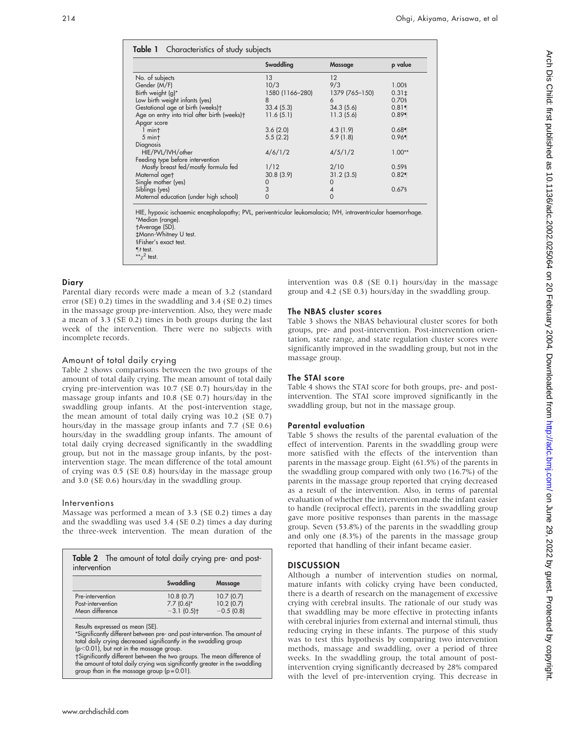**Table 1** Characteristics of study subjects

| | Swaddling | Massage | p value |
|---|---|---|---|
| No. of subjects | 13 | 12 | |
| Gender (M/F) | 10/3 | 9/3 | 1.00§ |
| Birth weight (g)* | 1580 (1166–280) | 1379 (765–150) | 0.31‡ |
| Low birth weight infants (yes) | 8 | 6 | 0.70§ |
| Gestational age at birth (weeks)† | 33.4 (5.3) | 34.3 (5.6) | 0.81¶ |
| Age on entry into trial after birth (weeks)† | 11.6 (5.1) | 11.3 (5.6) | 0.89¶ |
| Apgar score | | | |
| 1 min† | 3.6 (2.0) | 4.3 (1.9) | 0.68¶ |
| 5 min† | 5.5 (2.2) | 5.9 (1.8) | 0.96¶ |
| Diagnosis | | | |
| HIE/PVL/IVH/other | 4/6/1/2 | 4/5/1/2 | 1.00** |
| Feeding type before intervention | | | |
| Mostly breast fed/mostly formula fed | 1/12 | 2/10 | 0.59§ |
| Maternal age† | 30.8 (3.9) | 31.2 (3.5) | 0.82¶ |
| Single mother (yes) | 0 | 0 | |
| Siblings (yes) | 3 | 4 | 0.67§ |
| Maternal education (under high school) | 0 | 0 | |

HIE, hypoxic ischaemic encephalopathy; PVL, periventricular leukomalacia; IVH, intraventricular haemorrhage.
*Median (range).
†Average (SD).
‡Mann-Whitney U test.
§Fisher's exact test.
¶*t* test.
**$\chi^2$ test.

### Diary

Parental diary records were made a mean of 3.2 (standard error (SE) 0.2) times in the swaddling and 3.4 (SE 0.2) times in the massage group pre-intervention. Also, they were made a mean of 3.3 (SE 0.2) times in both groups during the last week of the intervention. There were no subjects with incomplete records.

### Amount of total daily crying

Table 2 shows comparisons between the two groups of the amount of total daily crying. The mean amount of total daily crying pre-intervention was 10.7 (SE 0.7) hours/day in the massage group infants and 10.8 (SE 0.7) hours/day in the swaddling group infants. At the post-intervention stage, the mean amount of total daily crying was 10.2 (SE 0.7) hours/day in the massage group infants and 7.7 (SE 0.6) hours/day in the swaddling group infants. The amount of total daily crying decreased significantly in the swaddling group, but not in the massage group infants, by the post-intervention stage. The mean difference of the total amount of crying was 0.5 (SE 0.8) hours/day in the massage group and 3.0 (SE 0.6) hours/day in the swaddling group.

### Interventions

Massage was performed a mean of 3.3 (SE 0.2) times a day and the swaddling was used 3.4 (SE 0.2) times a day during the three-week intervention. The mean duration of the intervention was 0.8 (SE 0.1) hours/day in the massage group and 4.2 (SE 0.3) hours/day in the swaddling group.

**Table 2** The amount of total daily crying pre- and post-intervention

| | Swaddling | Massage |
|---|---|---|
| Pre-intervention | 10.8 (0.7) | 10.7 (0.7) |
| Post-intervention | 7.7 (0.6)* | 10.2 (0.7) |
| Mean difference | −3.1 (0.5)† | −0.5 (0.8) |

Results expressed as mean (SE).
*Significantly different between pre- and post-intervention. The amount of total daily crying decreased significantly in the swaddling group ($p<0.01$), but not in the massage group.
†Significantly different between the two groups. The mean difference of the amount of total daily crying was significantly greater in the swaddling group than in the massage group ($p = 0.01$).

### The NBAS cluster scores

Table 3 shows the NBAS behavioural cluster scores for both groups, pre- and post-intervention. Post-intervention orientation, state range, and state regulation cluster scores were significantly improved in the swaddling group, but not in the massage group.

### The STAI score

Table 4 shows the STAI score for both groups, pre- and post-intervention. The STAI score improved significantly in the swaddling group, but not in the massage group.

### Parental evaluation

Table 5 shows the results of the parental evaluation of the effect of intervention. Parents in the swaddling group were more satisfied with the effects of the intervention than parents in the massage group. Eight (61.5%) of the parents in the swaddling group compared with only two (16.7%) of the parents in the massage group reported that crying decreased as a result of the intervention. Also, in terms of parental evaluation of whether the intervention made the infant easier to handle (reciprocal effect), parents in the swaddling group gave more positive responses than parents in the massage group. Seven (53.8%) of the parents in the swaddling group and only one (8.3%) of the parents in the massage group reported that handling of their infant became easier.

## DISCUSSION

Although a number of intervention studies on normal, mature infants with colicky crying have been conducted, there is a dearth of research on the management of excessive crying with cerebral insults. The rationale of our study was that swaddling may be more effective in protecting infants with cerebral injuries from external and internal stimuli, thus reducing crying in these infants. The purpose of this study was to test this hypothesis by comparing two intervention methods, massage and swaddling, over a period of three weeks. In the swaddling group, the total amount of post-intervention crying significantly decreased by 28% compared with the level of pre-intervention crying. This decrease in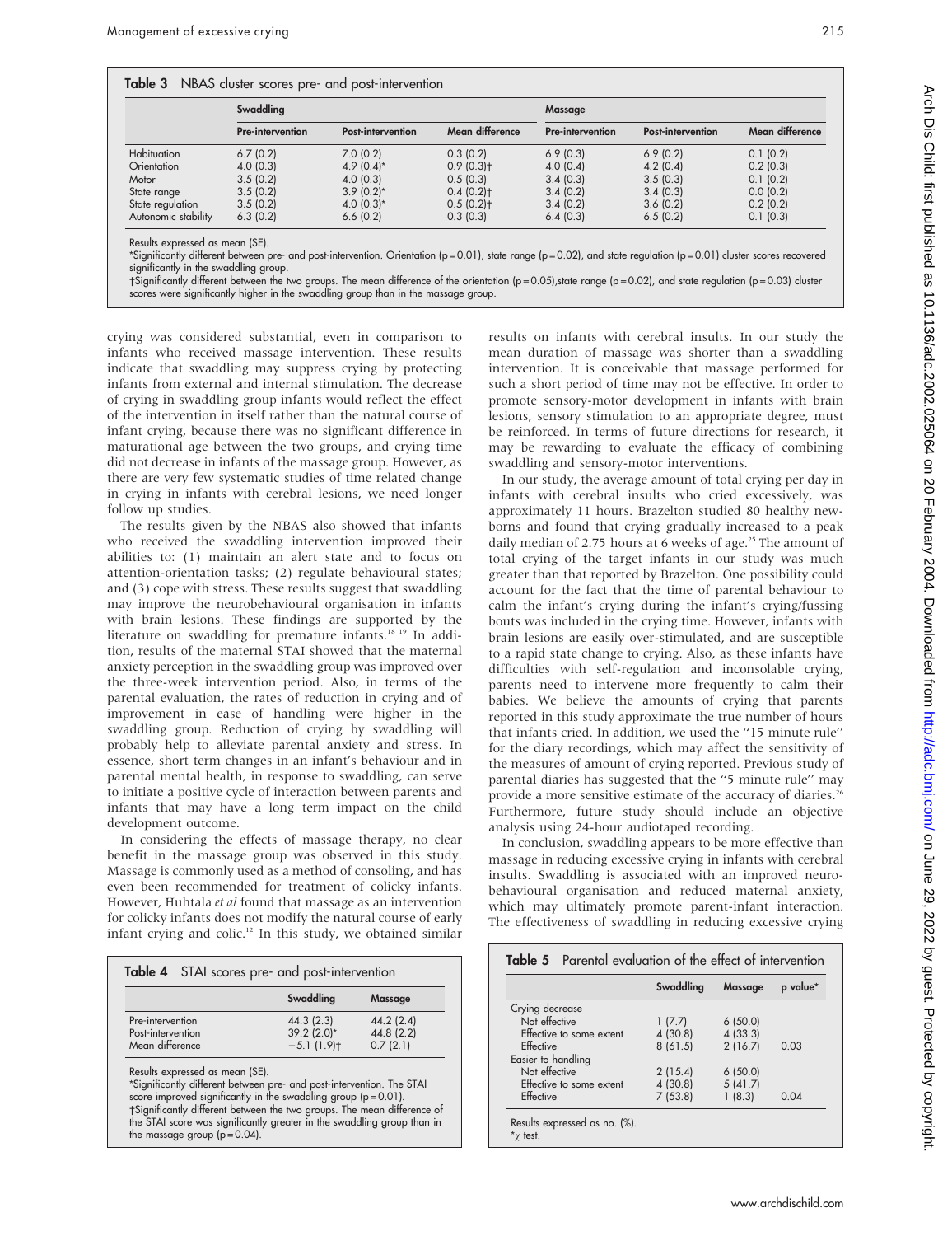**Table 3** NBAS cluster scores pre- and post-intervention

| | Swaddling | | | Massage | | |
|---|---|---|---|---|---|---|
| | Pre-intervention | Post-intervention | Mean difference | Pre-intervention | Post-intervention | Mean difference |
| Habituation | 6.7 (0.2) | 7.0 (0.2) | 0.3 (0.2) | 6.9 (0.3) | 6.9 (0.2) | 0.1 (0.2) |
| Orientation | 4.0 (0.3) | 4.9 (0.4)* | 0.9 (0.3)† | 4.0 (0.4) | 4.2 (0.4) | 0.2 (0.3) |
| Motor | 3.5 (0.2) | 4.0 (0.3) | 0.5 (0.3) | 3.4 (0.3) | 3.5 (0.3) | 0.1 (0.2) |
| State range | 3.5 (0.2) | 3.9 (0.2)* | 0.4 (0.2)† | 3.4 (0.2) | 3.4 (0.3) | 0.0 (0.2) |
| State regulation | 3.5 (0.2) | 4.0 (0.3)* | 0.5 (0.2)† | 3.4 (0.2) | 3.6 (0.2) | 0.2 (0.2) |
| Autonomic stability | 6.3 (0.2) | 6.6 (0.2) | 0.3 (0.3) | 6.4 (0.3) | 6.5 (0.2) | 0.1 (0.3) |

Results expressed as mean (SE).
*Significantly different between pre- and post-intervention. Orientation (p = 0.01), state range (p = 0.02), and state regulation (p = 0.01) cluster scores recovered significantly in the swaddling group.
†Significantly different between the two groups. The mean difference of the orientation (p = 0.05), state range (p = 0.02), and state regulation (p = 0.03) cluster scores were significantly higher in the swaddling group than in the massage group.

crying was considered substantial, even in comparison to infants who received massage intervention. These results indicate that swaddling may suppress crying by protecting infants from external and internal stimulation. The decrease of crying in swaddling group infants would reflect the effect of the intervention in itself rather than the natural course of infant crying, because there was no significant difference in maturational age between the two groups, and crying time did not decrease in infants of the massage group. However, as there are very few systematic studies of time related change in crying in infants with cerebral lesions, we need longer follow up studies.

The results given by the NBAS also showed that infants who received the swaddling intervention improved their abilities to: (1) maintain an alert state and to focus on attention-orientation tasks; (2) regulate behavioural states; and (3) cope with stress. These results suggest that swaddling may improve the neurobehavioural organisation in infants with brain lesions. These findings are supported by the literature on swaddling for premature infants.[18 19] In addition, results of the maternal STAI showed that the maternal anxiety perception in the swaddling group was improved over the three-week intervention period. Also, in terms of the parental evaluation, the rates of reduction in crying and of improvement in ease of handling were higher in the swaddling group. Reduction of crying by swaddling will probably help to alleviate parental anxiety and stress. In essence, short term changes in an infant's behaviour and in parental mental health, in response to swaddling, can serve to initiate a positive cycle of interaction between parents and infants that may have a long term impact on the child development outcome.

In considering the effects of massage therapy, no clear benefit in the massage group was observed in this study. Massage is commonly used as a method of consoling, and has even been recommended for treatment of colicky infants. However, Huhtala *et al* found that massage as an intervention for colicky infants does not modify the natural course of early infant crying and colic.[12] In this study, we obtained similar results on infants with cerebral insults. In our study the mean duration of massage was shorter than a swaddling intervention. It is conceivable that massage performed for such a short period of time may not be effective. In order to promote sensory-motor development in infants with brain lesions, sensory stimulation to an appropriate degree, must be reinforced. In terms of future directions for research, it may be rewarding to evaluate the efficacy of combining swaddling and sensory-motor interventions.

In our study, the average amount of total crying per day in infants with cerebral insults who cried excessively, was approximately 11 hours. Brazelton studied 80 healthy newborns and found that crying gradually increased to a peak daily median of 2.75 hours at 6 weeks of age.[25] The amount of total crying of the target infants in our study was much greater than that reported by Brazelton. One possibility could account for the fact that the time of parental behaviour to calm the infant's crying during the infant's crying/fussing bouts was included in the crying time. However, infants with brain lesions are easily over-stimulated, and are susceptible to a rapid state change to crying. Also, as these infants have difficulties with self-regulation and inconsolable crying, parents need to intervene more frequently to calm their babies. We believe the amounts of crying that parents reported in this study approximate the true number of hours that infants cried. In addition, we used the "15 minute rule" for the diary recordings, which may affect the sensitivity of the measures of amount of crying reported. Previous study of parental diaries has suggested that the "5 minute rule" may provide a more sensitive estimate of the accuracy of diaries.[26] Furthermore, future study should include an objective analysis using 24-hour audiotaped recording.

In conclusion, swaddling appears to be more effective than massage in reducing excessive crying in infants with cerebral insults. Swaddling is associated with an improved neurobehavioural organisation and reduced maternal anxiety, which may ultimately promote parent-infant interaction. The effectiveness of swaddling in reducing excessive crying

**Table 4** STAI scores pre- and post-intervention

| | Swaddling | Massage |
|---|---|---|
| Pre-intervention | 44.3 (2.3) | 44.2 (2.4) |
| Post-intervention | 39.2 (2.0)* | 44.8 (2.2) |
| Mean difference | −5.1 (1.9)† | 0.7 (2.1) |

Results expressed as mean (SE).
*Significantly different between pre- and post-intervention. The STAI score improved significantly in the swaddling group (p = 0.01).
†Significantly different between the two groups. The mean difference of the STAI score was significantly greater in the swaddling group than in the massage group (p = 0.04).

**Table 5** Parental evaluation of the effect of intervention

| | Swaddling | Massage | p value* |
|---|---|---|---|
| Crying decrease | | | |
| Not effective | 1 (7.7) | 6 (50.0) | |
| Effective to some extent | 4 (30.8) | 4 (33.3) | |
| Effective | 8 (61.5) | 2 (16.7) | 0.03 |
| Easier to handling | | | |
| Not effective | 2 (15.4) | 6 (50.0) | |
| Effective to some extent | 4 (30.8) | 5 (41.7) | |
| Effective | 7 (53.8) | 1 (8.3) | 0.04 |

Results expressed as no. (%).
*$\chi$ test.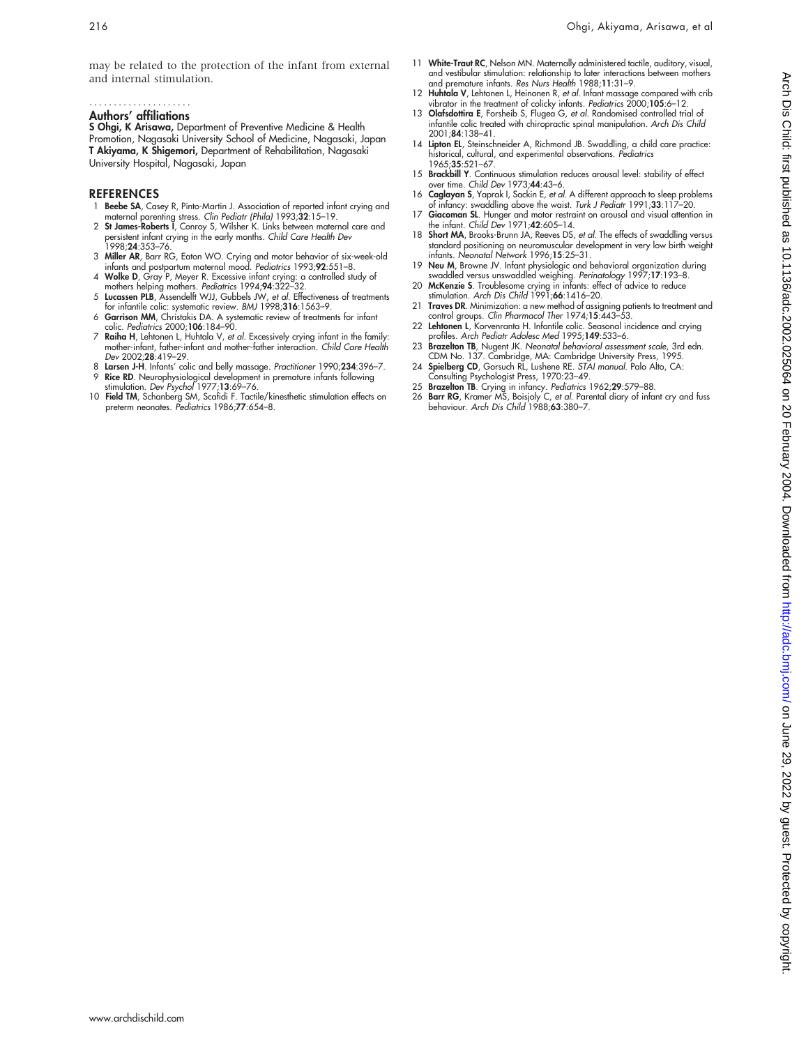may be related to the protection of the infant from external and internal stimulation.

## Authors' affiliations

**S Ohgi, K Arisawa,** Department of Preventive Medicine & Health Promotion, Nagasaki University School of Medicine, Nagasaki, Japan
**T Akiyama, K Shigemori,** Department of Rehabilitation, Nagasaki University Hospital, Nagasaki, Japan

## REFERENCES

1. **Beebe SA**, Casey R, Pinto-Martin J. Association of reported infant crying and maternal parenting stress. *Clin Pediatr (Phila)* 1993;**32**:15–19.
2. **St James-Roberts I**, Conroy S, Wilsher K. Links between maternal care and persistent infant crying in the early months. *Child Care Health Dev* 1998;**24**:353–76.
3. **Miller AR**, Barr RG, Eaton WO. Crying and motor behavior of six-week-old infants and postpartum maternal mood. *Pediatrics* 1993;**92**:551–8.
4. **Wolke D**, Gray P, Meyer R. Excessive infant crying: a controlled study of mothers helping mothers. *Pediatrics* 1994;**94**:322–32.
5. **Lucassen PLB**, Assendelft WJJ, Gubbels JW, *et al*. Effectiveness of treatments for infantile colic: systematic review. *BMJ* 1998;**316**:1563–9.
6. **Garrison MM**, Christakis DA. A systematic review of treatments for infant colic. *Pediatrics* 2000;**106**:184–90.
7. **Raiha H**, Lehtonen L, Huhtala V, *et al*. Excessively crying infant in the family: mother-infant, father-infant and mother-father interaction. *Child Care Health Dev* 2002;**28**:419–29.
8. **Larsen J-H**. Infants' colic and belly massage. *Practitioner* 1990;**234**:396–7.
9. **Rice RD**. Neurophysiological development in premature infants following stimulation. *Dev Psychol* 1977;**13**:69–76.
10. **Field TM**, Schanberg SM, Scafidi F. Tactile/kinesthetic stimulation effects on preterm neonates. *Pediatrics* 1986;**77**:654–8.
11. **White-Traut RC**, Nelson MN. Maternally administered tactile, auditory, visual, and vestibular stimulation: relationship to later interactions between mothers and premature infants. *Res Nurs Health* 1988;**11**:31–9.
12. **Huhtala V**, Lehtonen L, Heinonen R, *et al*. Infant massage compared with crib vibrator in the treatment of colicky infants. *Pediatrics* 2000;**105**:6–12.
13. **Olafsdottira E**, Forsheib S, Flugea G, *et al*. Randomised controlled trial of infantile colic treated with chiropractic spinal manipulation. *Arch Dis Child* 2001;**84**:138–41.
14. **Lipton EL**, Steinschneider A, Richmond JB. Swaddling, a child care practice: historical, cultural, and experimental observations. *Pediatrics* 1965;**35**:521–67.
15. **Brackbill Y**. Continuous stimulation reduces arousal level: stability of effect over time. *Child Dev* 1973;**44**:43–6.
16. **Caglayan S**, Yaprak I, Sackin E, *et al*. A different approach to sleep problems of infancy: swaddling above the waist. *Turk J Pediatr* 1991;**33**:117–20.
17. **Giacoman SL**. Hunger and motor restraint on arousal and visual attention in the infant. *Child Dev* 1971;**42**:605–14.
18. **Short MA**, Brooks-Brunn JA, Reeves DS, *et al*. The effects of swaddling versus standard positioning on neuromuscular development in very low birth weight infants. *Neonatal Network* 1996;**15**:25–31.
19. **Neu M**, Browne JV. Infant physiologic and behavioral organization during swaddled versus unswaddled weighing. *Perinatology* 1997;**17**:193–8.
20. **McKenzie S**. Troublesome crying in infants: effect of advice to reduce stimulation. *Arch Dis Child* 1991;**66**:1416–20.
21. **Traves DR**. Minimization: a new method of assigning patients to treatment and control groups. *Clin Pharmacol Ther* 1974;**15**:443–53.
22. **Lehtonen L**, Korvenranta H. Infantile colic. Seasonal incidence and crying profiles. *Arch Pediatr Adolesc Med* 1995;**149**:533–6.
23. **Brazelton TB**, Nugent JK. *Neonatal behavioral assessment scale*, 3rd edn. CDM No. 137. Cambridge, MA: Cambridge University Press, 1995.
24. **Spielberg CD**, Gorsuch RL, Lushene RE. *STAI manual*. Palo Alto, CA: Consulting Psychologist Press, 1970:23–49.
25. **Brazelton TB**. Crying in infancy. *Pediatrics* 1962;**29**:579–88.
26. **Barr RG**, Kramer MS, Boisjoly C, *et al*. Parental diary of infant cry and fuss behaviour. *Arch Dis Child* 1988;**63**:380–7.